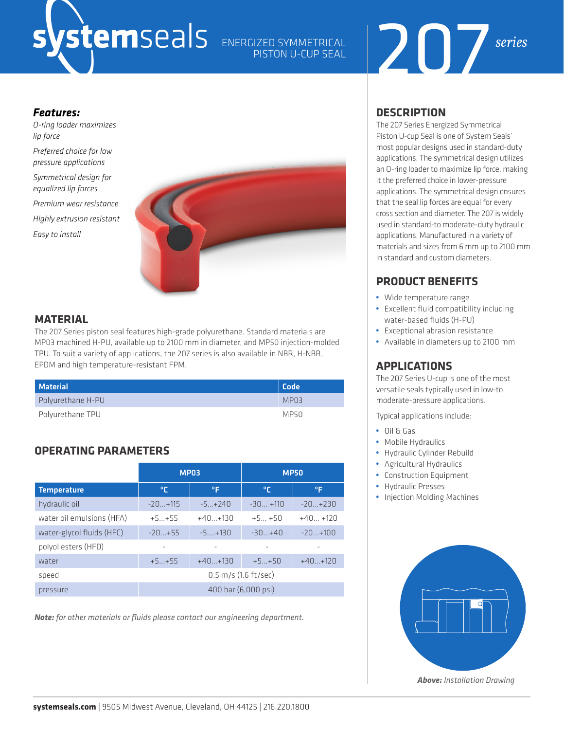# systemseals ENERGIZED SYMMETRICAL PISTON U-CUP SEAL 207 *series*

***Features:***

*O-ring loader maximizes lip force*

*Preferred choice for low pressure applications*

*Symmetrical design for equalized lip forces*

*Premium wear resistance*

*Highly extrusion resistant*

*Easy to install*

## MATERIAL

The 207 Series piston seal features high-grade polyurethane. Standard materials are MP03 machined H-PU, available up to 2100 mm in diameter, and MP50 injection-molded TPU. To suit a variety of applications, the 207 series is also available in NBR, H-NBR, EPDM and high temperature-resistant FPM.

| Material | Code |
|---|---|
| Polyurethane H-PU | MP03 |
| Polyurethane TPU | MP50 |

## OPERATING PARAMETERS

| | MP03 | | MP50 | |
|---|---|---|---|---|
| **Temperature** | °C | °F | °C | °F |
| hydraulic oil | -20...+115 | -5...+240 | -30... +110 | -20...+230 |
| water oil emulsions (HFA) | +5...+55 | +40...+130 | +5... +50 | +40... +120 |
| water-glycol fluids (HFC) | -20...+55 | -5....+130 | -30...+40 | -20...+100 |
| polyol esters (HFD) | - | - | - | - |
| water | +5...+55 | +40...+130 | +5...+50 | +40...+120 |
| speed | 0.5 m/s (1.6 ft/sec) | | | |
| pressure | 400 bar (6,000 psi) | | | |

***Note:*** *for other materials or fluids please contact our engineering department.*

## DESCRIPTION

The 207 Series Energized Symmetrical Piston U-cup Seal is one of System Seals' most popular designs used in standard-duty applications. The symmetrical design utilizes an O-ring loader to maximize lip force, making it the preferred choice in lower-pressure applications. The symmetrical design ensures that the seal lip forces are equal for every cross section and diameter. The 207 is widely used in standard-to moderate-duty hydraulic applications. Manufactured in a variety of materials and sizes from 6 mm up to 2100 mm in standard and custom diameters.

## PRODUCT BENEFITS

- Wide temperature range
- Excellent fluid compatibility including water-based fluids (H-PU)
- Exceptional abrasion resistance
- Available in diameters up to 2100 mm

## APPLICATIONS

The 207 Series U-cup is one of the most versatile seals typically used in low-to moderate-pressure applications.

Typical applications include:

- Oil & Gas
- Mobile Hydraulics
- Hydraulic Cylinder Rebuild
- Agricultural Hydraulics
- Construction Equipment
- Hydraulic Presses
- Injection Molding Machines

***Above:*** *Installation Drawing*

**systemseals.com** | 9505 Midwest Avenue, Cleveland, OH 44125 | 216.220.1800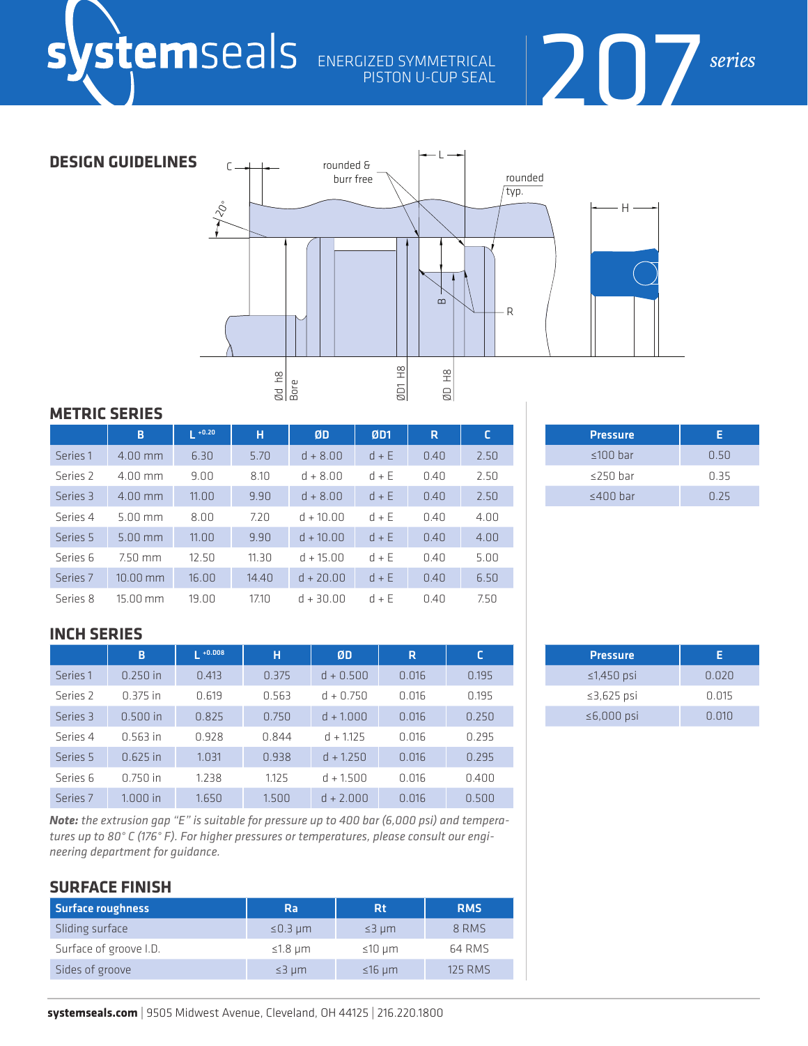# systemseals ENERGIZED SYMMETRICAL PISTON U-CUP SEAL 207 series

## DESIGN GUIDELINES

C
rounded & burr free
L
rounded typ.
H
20°
B
R
Ød h8
Bore
ØD1 H8
ØD H8

## METRIC SERIES

| | B | L $^{+0.20}$ | H | ØD | ØD1 | R | C |
|---|---|---|---|---|---|---|---|
| Series 1 | 4.00 mm | 6.30 | 5.70 | d + 8.00 | d + E | 0.40 | 2.50 |
| Series 2 | 4.00 mm | 9.00 | 8.10 | d + 8.00 | d + E | 0.40 | 2.50 |
| Series 3 | 4.00 mm | 11.00 | 9.90 | d + 8.00 | d + E | 0.40 | 2.50 |
| Series 4 | 5.00 mm | 8.00 | 7.20 | d + 10.00 | d + E | 0.40 | 4.00 |
| Series 5 | 5.00 mm | 11.00 | 9.90 | d + 10.00 | d + E | 0.40 | 4.00 |
| Series 6 | 7.50 mm | 12.50 | 11.30 | d + 15.00 | d + E | 0.40 | 5.00 |
| Series 7 | 10.00 mm | 16.00 | 14.40 | d + 20.00 | d + E | 0.40 | 6.50 |
| Series 8 | 15.00 mm | 19.00 | 17.10 | d + 30.00 | d + E | 0.40 | 7.50 |

| Pressure | E |
|---|---|
| ≤100 bar | 0.50 |
| ≤250 bar | 0.35 |
| ≤400 bar | 0.25 |

## INCH SERIES

| | B | L $^{+0.008}$ | H | ØD | R | C |
|---|---|---|---|---|---|---|
| Series 1 | 0.250 in | 0.413 | 0.375 | d + 0.500 | 0.016 | 0.195 |
| Series 2 | 0.375 in | 0.619 | 0.563 | d + 0.750 | 0.016 | 0.195 |
| Series 3 | 0.500 in | 0.825 | 0.750 | d + 1.000 | 0.016 | 0.250 |
| Series 4 | 0.563 in | 0.928 | 0.844 | d + 1.125 | 0.016 | 0.295 |
| Series 5 | 0.625 in | 1.031 | 0.938 | d + 1.250 | 0.016 | 0.295 |
| Series 6 | 0.750 in | 1.238 | 1.125 | d + 1.500 | 0.016 | 0.400 |
| Series 7 | 1.000 in | 1.650 | 1.500 | d + 2.000 | 0.016 | 0.500 |

| Pressure | E |
|---|---|
| ≤1,450 psi | 0.020 |
| ≤3,625 psi | 0.015 |
| ≤6,000 psi | 0.010 |

***Note:*** *the extrusion gap "E" is suitable for pressure up to 400 bar (6,000 psi) and temperatures up to 80° C (176° F). For higher pressures or temperatures, please consult our engineering department for guidance.*

## SURFACE FINISH

| Surface roughness | Ra | Rt | RMS |
|---|---|---|---|
| Sliding surface | ≤0.3 µm | ≤3 µm | 8 RMS |
| Surface of groove I.D. | ≤1.8 µm | ≤10 µm | 64 RMS |
| Sides of groove | ≤3 µm | ≤16 µm | 125 RMS |

**systemseals.com** | 9505 Midwest Avenue, Cleveland, OH 44125 | 216.220.1800